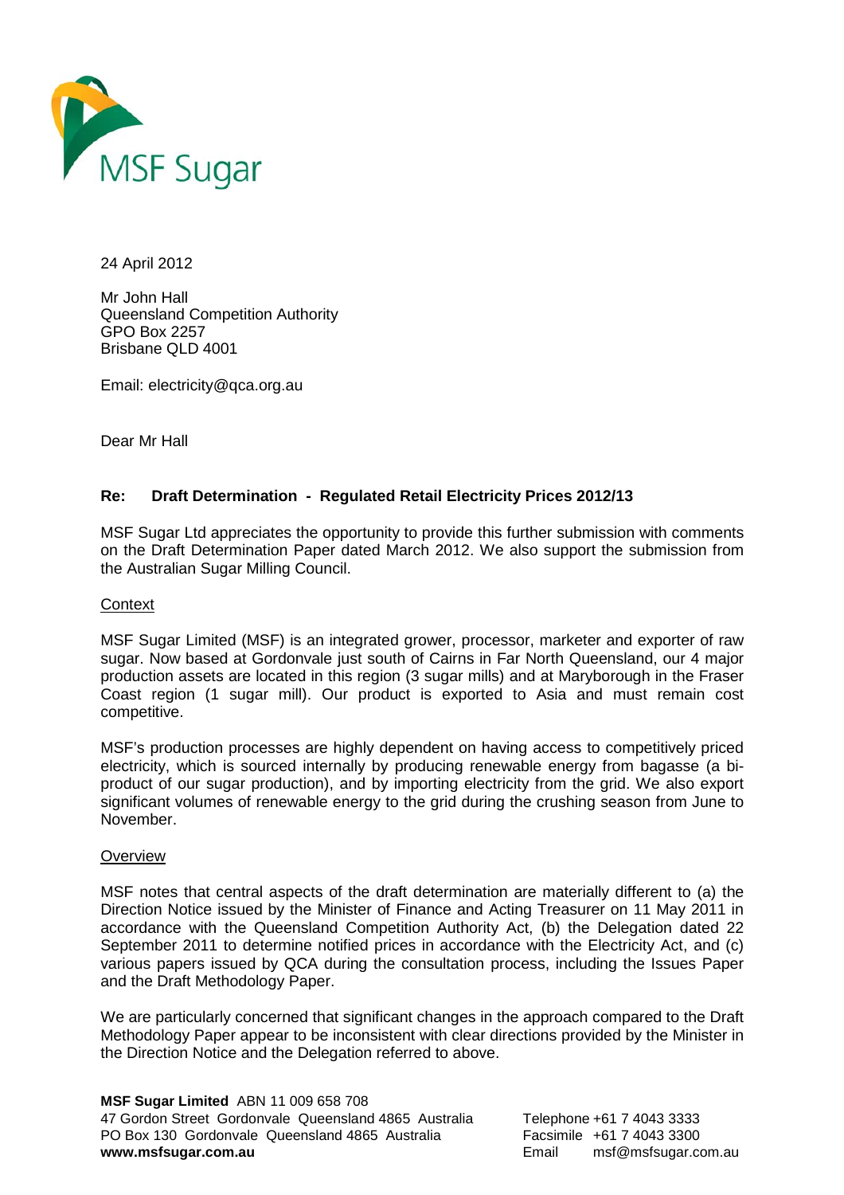MSF Sugar

24 April 2012

Mr John Hall
Queensland Competition Authority
GPO Box 2257
Brisbane QLD 4001

Email: electricity@qca.org.au

Dear Mr Hall

**Re: Draft Determination - Regulated Retail Electricity Prices 2012/13**

MSF Sugar Ltd appreciates the opportunity to provide this further submission with comments on the Draft Determination Paper dated March 2012. We also support the submission from the Australian Sugar Milling Council.

## Context

MSF Sugar Limited (MSF) is an integrated grower, processor, marketer and exporter of raw sugar. Now based at Gordonvale just south of Cairns in Far North Queensland, our 4 major production assets are located in this region (3 sugar mills) and at Maryborough in the Fraser Coast region (1 sugar mill). Our product is exported to Asia and must remain cost competitive.

MSF's production processes are highly dependent on having access to competitively priced electricity, which is sourced internally by producing renewable energy from bagasse (a bi-product of our sugar production), and by importing electricity from the grid. We also export significant volumes of renewable energy to the grid during the crushing season from June to November.

## Overview

MSF notes that central aspects of the draft determination are materially different to (a) the Direction Notice issued by the Minister of Finance and Acting Treasurer on 11 May 2011 in accordance with the Queensland Competition Authority Act, (b) the Delegation dated 22 September 2011 to determine notified prices in accordance with the Electricity Act, and (c) various papers issued by QCA during the consultation process, including the Issues Paper and the Draft Methodology Paper.

We are particularly concerned that significant changes in the approach compared to the Draft Methodology Paper appear to be inconsistent with clear directions provided by the Minister in the Direction Notice and the Delegation referred to above.

**MSF Sugar Limited** ABN 11 009 658 708
47 Gordon Street Gordonvale Queensland 4865 Australia
PO Box 130 Gordonvale Queensland 4865 Australia
**www.msfsugar.com.au**

Telephone +61 7 4043 3333
Facsimile +61 7 4043 3300
Email msf@msfsugar.com.au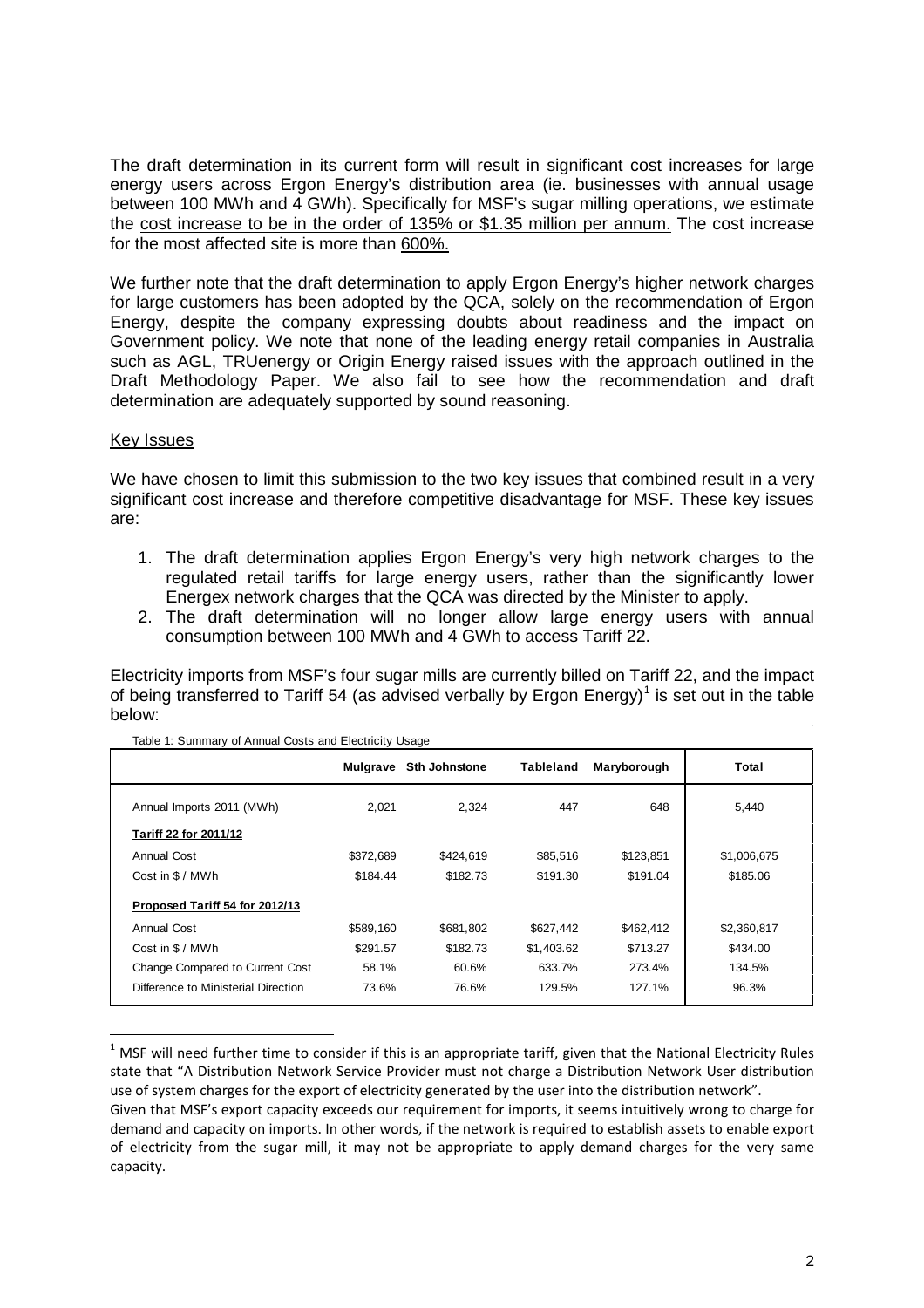The draft determination in its current form will result in significant cost increases for large energy users across Ergon Energy's distribution area (ie. businesses with annual usage between 100 MWh and 4 GWh). Specifically for MSF's sugar milling operations, we estimate the <u>cost increase to be in the order of 135% or $1.35 million per annum.</u> The cost increase for the most affected site is more than <u>600%.</u>

We further note that the draft determination to apply Ergon Energy's higher network charges for large customers has been adopted by the QCA, solely on the recommendation of Ergon Energy, despite the company expressing doubts about readiness and the impact on Government policy. We note that none of the leading energy retail companies in Australia such as AGL, TRUenergy or Origin Energy raised issues with the approach outlined in the Draft Methodology Paper. We also fail to see how the recommendation and draft determination are adequately supported by sound reasoning.

## Key Issues

We have chosen to limit this submission to the two key issues that combined result in a very significant cost increase and therefore competitive disadvantage for MSF. These key issues are:

1. The draft determination applies Ergon Energy's very high network charges to the regulated retail tariffs for large energy users, rather than the significantly lower Energex network charges that the QCA was directed by the Minister to apply.
2. The draft determination will no longer allow large energy users with annual consumption between 100 MWh and 4 GWh to access Tariff 22.

Electricity imports from MSF's four sugar mills are currently billed on Tariff 22, and the impact of being transferred to Tariff 54 (as advised verbally by Ergon Energy)[1] is set out in the table below:

Table 1: Summary of Annual Costs and Electricity Usage

| | Mulgrave | Sth Johnstone | Tableland | Maryborough | Total |
|---|---|---|---|---|---|
| Annual Imports 2011 (MWh) | 2,021 | 2,324 | 447 | 648 | 5,440 |
| **Tariff 22 for 2011/12** | | | | | |
| Annual Cost | $372,689 | $424,619 | $85,516 | $123,851 | $1,006,675 |
| Cost in $ / MWh | $184.44 | $182.73 | $191.30 | $191.04 | $185.06 |
| **Proposed Tariff 54 for 2012/13** | | | | | |
| Annual Cost | $589,160 | $681,802 | $627,442 | $462,412 | $2,360,817 |
| Cost in $ / MWh | $291.57 | $182.73 | $1,403.62 | $713.27 | $434.00 |
| Change Compared to Current Cost | 58.1% | 60.6% | 633.7% | 273.4% | 134.5% |
| Difference to Ministerial Direction | 73.6% | 76.6% | 129.5% | 127.1% | 96.3% |

[1] MSF will need further time to consider if this is an appropriate tariff, given that the National Electricity Rules state that "A Distribution Network Service Provider must not charge a Distribution Network User distribution use of system charges for the export of electricity generated by the user into the distribution network".
Given that MSF's export capacity exceeds our requirement for imports, it seems intuitively wrong to charge for demand and capacity on imports. In other words, if the network is required to establish assets to enable export of electricity from the sugar mill, it may not be appropriate to apply demand charges for the very same capacity.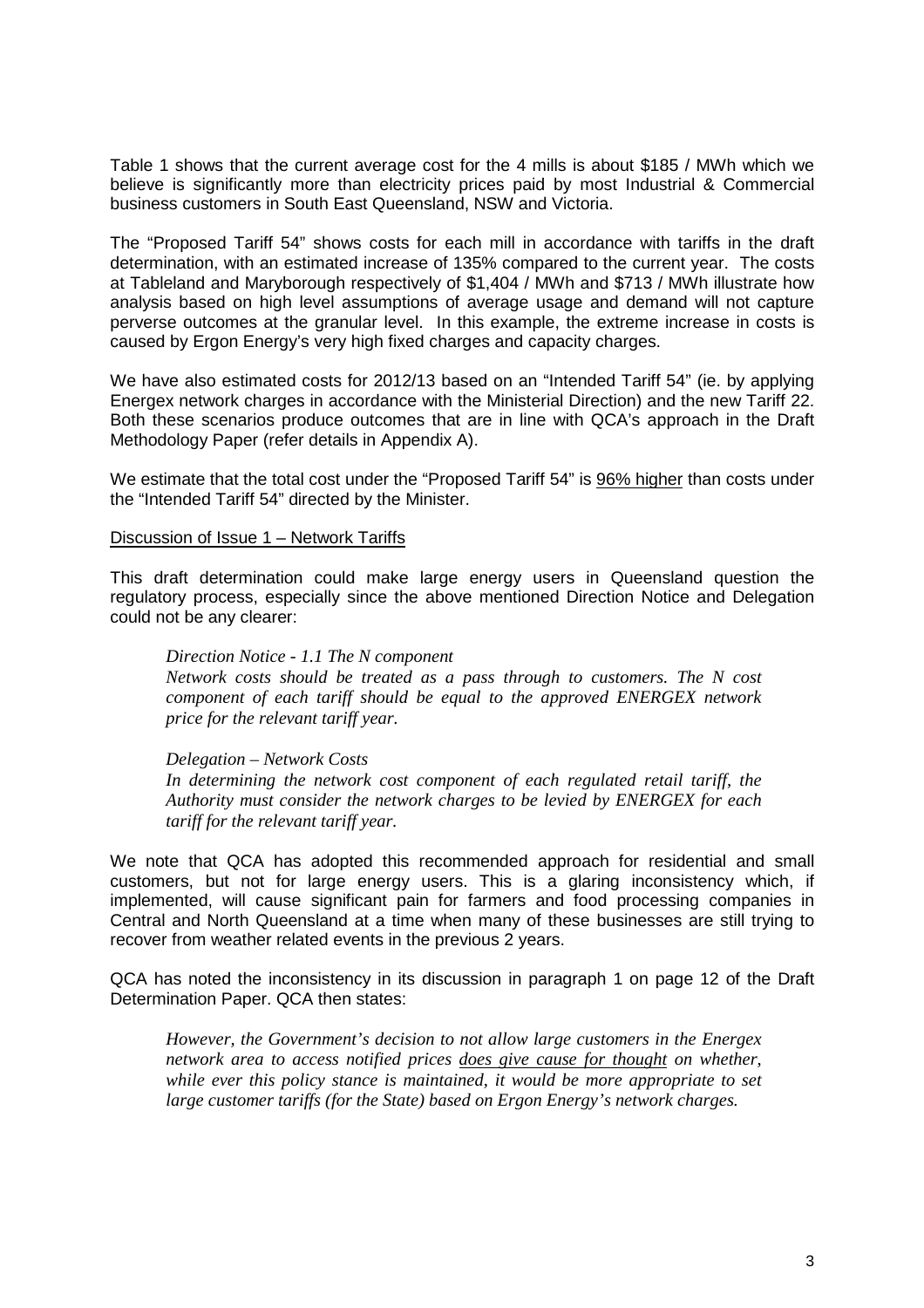Table 1 shows that the current average cost for the 4 mills is about $185 / MWh which we believe is significantly more than electricity prices paid by most Industrial & Commercial business customers in South East Queensland, NSW and Victoria.

The "Proposed Tariff 54" shows costs for each mill in accordance with tariffs in the draft determination, with an estimated increase of 135% compared to the current year. The costs at Tableland and Maryborough respectively of $1,404 / MWh and $713 / MWh illustrate how analysis based on high level assumptions of average usage and demand will not capture perverse outcomes at the granular level. In this example, the extreme increase in costs is caused by Ergon Energy's very high fixed charges and capacity charges.

We have also estimated costs for 2012/13 based on an "Intended Tariff 54" (ie. by applying Energex network charges in accordance with the Ministerial Direction) and the new Tariff 22. Both these scenarios produce outcomes that are in line with QCA's approach in the Draft Methodology Paper (refer details in Appendix A).

We estimate that the total cost under the "Proposed Tariff 54" is <u>96% higher</u> than costs under the "Intended Tariff 54" directed by the Minister.

<u>Discussion of Issue 1 – Network Tariffs</u>

This draft determination could make large energy users in Queensland question the regulatory process, especially since the above mentioned Direction Notice and Delegation could not be any clearer:

> *Direction Notice - 1.1 The N component*
> *Network costs should be treated as a pass through to customers. The N cost component of each tariff should be equal to the approved ENERGEX network price for the relevant tariff year.*
>
> *Delegation – Network Costs*
> *In determining the network cost component of each regulated retail tariff, the Authority must consider the network charges to be levied by ENERGEX for each tariff for the relevant tariff year.*

We note that QCA has adopted this recommended approach for residential and small customers, but not for large energy users. This is a glaring inconsistency which, if implemented, will cause significant pain for farmers and food processing companies in Central and North Queensland at a time when many of these businesses are still trying to recover from weather related events in the previous 2 years.

QCA has noted the inconsistency in its discussion in paragraph 1 on page 12 of the Draft Determination Paper. QCA then states:

> *However, the Government's decision to not allow large customers in the Energex network area to access notified prices <u>does give cause for thought</u> on whether, while ever this policy stance is maintained, it would be more appropriate to set large customer tariffs (for the State) based on Ergon Energy's network charges.*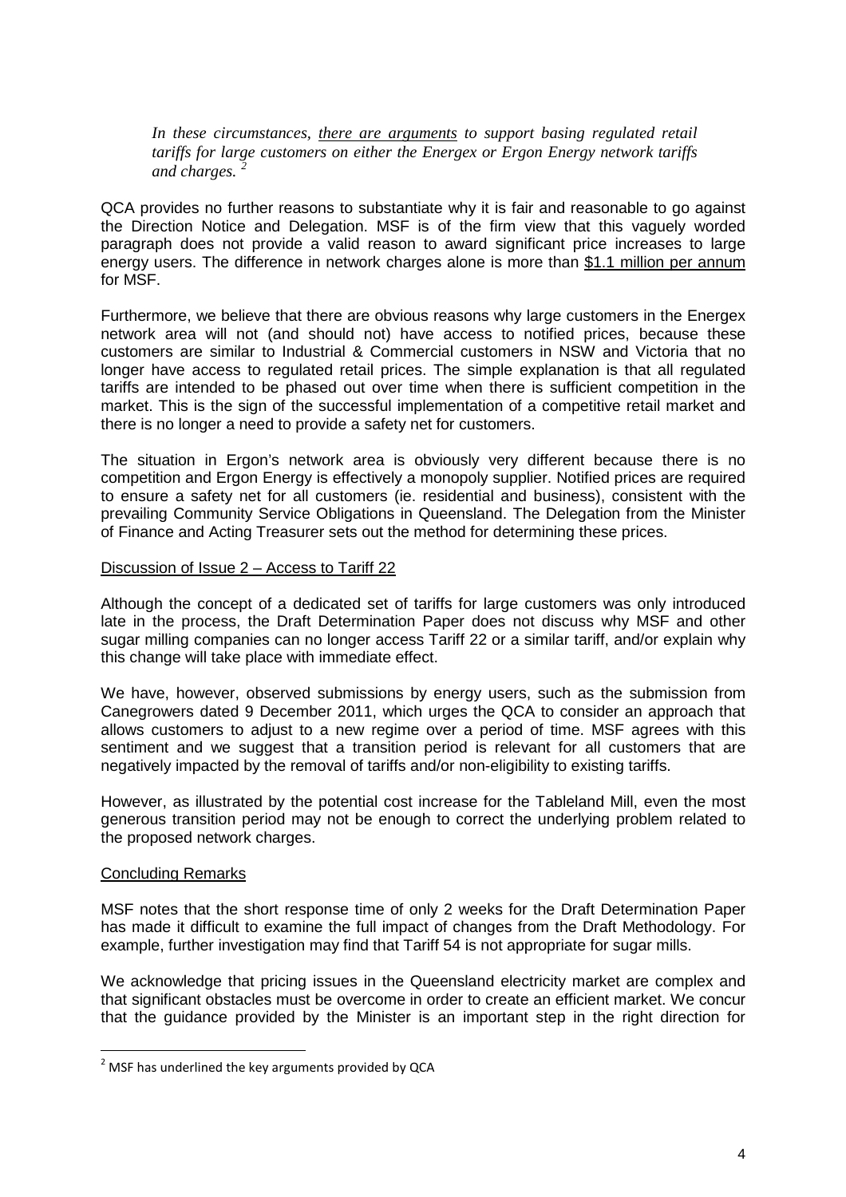*In these circumstances, there are arguments to support basing regulated retail tariffs for large customers on either the Energex or Ergon Energy network tariffs and charges.* [2]

QCA provides no further reasons to substantiate why it is fair and reasonable to go against the Direction Notice and Delegation. MSF is of the firm view that this vaguely worded paragraph does not provide a valid reason to award significant price increases to large energy users. The difference in network charges alone is more than $1.1 million per annum for MSF.

Furthermore, we believe that there are obvious reasons why large customers in the Energex network area will not (and should not) have access to notified prices, because these customers are similar to Industrial & Commercial customers in NSW and Victoria that no longer have access to regulated retail prices. The simple explanation is that all regulated tariffs are intended to be phased out over time when there is sufficient competition in the market. This is the sign of the successful implementation of a competitive retail market and there is no longer a need to provide a safety net for customers.

The situation in Ergon's network area is obviously very different because there is no competition and Ergon Energy is effectively a monopoly supplier. Notified prices are required to ensure a safety net for all customers (ie. residential and business), consistent with the prevailing Community Service Obligations in Queensland. The Delegation from the Minister of Finance and Acting Treasurer sets out the method for determining these prices.

Discussion of Issue 2 – Access to Tariff 22

Although the concept of a dedicated set of tariffs for large customers was only introduced late in the process, the Draft Determination Paper does not discuss why MSF and other sugar milling companies can no longer access Tariff 22 or a similar tariff, and/or explain why this change will take place with immediate effect.

We have, however, observed submissions by energy users, such as the submission from Canegrowers dated 9 December 2011, which urges the QCA to consider an approach that allows customers to adjust to a new regime over a period of time. MSF agrees with this sentiment and we suggest that a transition period is relevant for all customers that are negatively impacted by the removal of tariffs and/or non-eligibility to existing tariffs.

However, as illustrated by the potential cost increase for the Tableland Mill, even the most generous transition period may not be enough to correct the underlying problem related to the proposed network charges.

Concluding Remarks

MSF notes that the short response time of only 2 weeks for the Draft Determination Paper has made it difficult to examine the full impact of changes from the Draft Methodology. For example, further investigation may find that Tariff 54 is not appropriate for sugar mills.

We acknowledge that pricing issues in the Queensland electricity market are complex and that significant obstacles must be overcome in order to create an efficient market. We concur that the guidance provided by the Minister is an important step in the right direction for

---

[2] MSF has underlined the key arguments provided by QCA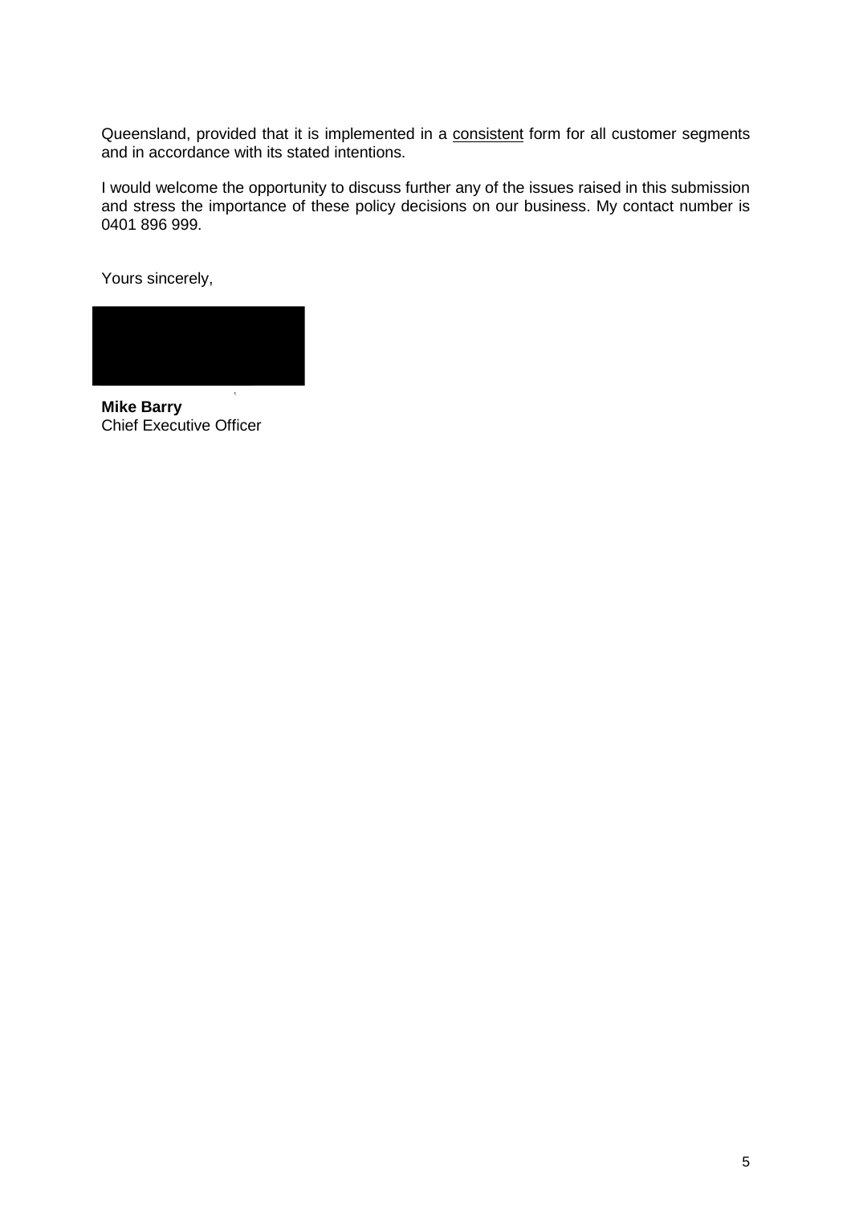Queensland, provided that it is implemented in a <u>consistent</u> form for all customer segments and in accordance with its stated intentions.

I would welcome the opportunity to discuss further any of the issues raised in this submission and stress the importance of these policy decisions on our business. My contact number is 0401 896 999.

Yours sincerely,

**Mike Barry**
Chief Executive Officer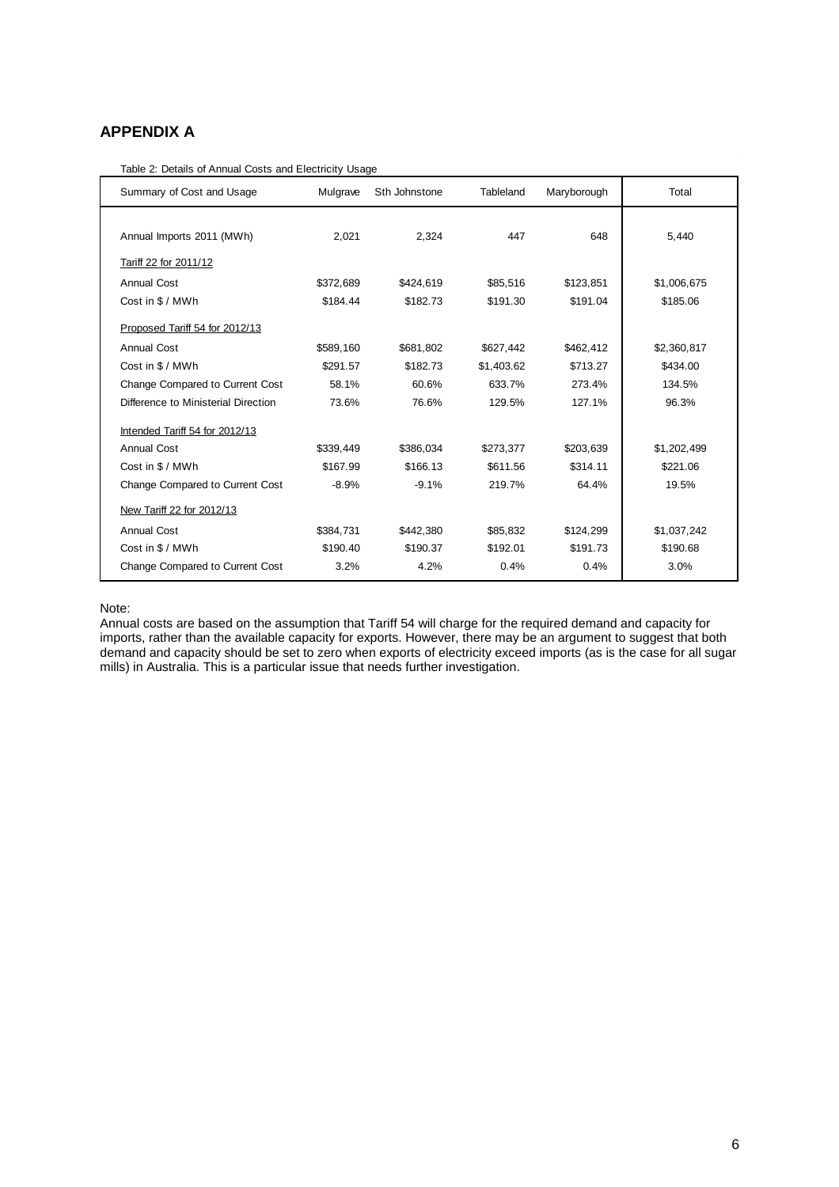## APPENDIX A

Table 2: Details of Annual Costs and Electricity Usage

| Summary of Cost and Usage | Mulgrave | Sth Johnstone | Tableland | Maryborough | Total |
|---|---|---|---|---|---|
| Annual Imports 2011 (MWh) | 2,021 | 2,324 | 447 | 648 | 5,440 |
| Tariff 22 for 2011/12 | | | | | |
| Annual Cost | $372,689 | $424,619 | $85,516 | $123,851 | $1,006,675 |
| Cost in $ / MWh | $184.44 | $182.73 | $191.30 | $191.04 | $185.06 |
| Proposed Tariff 54 for 2012/13 | | | | | |
| Annual Cost | $589,160 | $681,802 | $627,442 | $462,412 | $2,360,817 |
| Cost in $ / MWh | $291.57 | $182.73 | $1,403.62 | $713.27 | $434.00 |
| Change Compared to Current Cost | 58.1% | 60.6% | 633.7% | 273.4% | 134.5% |
| Difference to Ministerial Direction | 73.6% | 76.6% | 129.5% | 127.1% | 96.3% |
| Intended Tariff 54 for 2012/13 | | | | | |
| Annual Cost | $339,449 | $386,034 | $273,377 | $203,639 | $1,202,499 |
| Cost in $ / MWh | $167.99 | $166.13 | $611.56 | $314.11 | $221.06 |
| Change Compared to Current Cost | -8.9% | -9.1% | 219.7% | 64.4% | 19.5% |
| New Tariff 22 for 2012/13 | | | | | |
| Annual Cost | $384,731 | $442,380 | $85,832 | $124,299 | $1,037,242 |
| Cost in $ / MWh | $190.40 | $190.37 | $192.01 | $191.73 | $190.68 |
| Change Compared to Current Cost | 3.2% | 4.2% | 0.4% | 0.4% | 3.0% |

Note:
Annual costs are based on the assumption that Tariff 54 will charge for the required demand and capacity for imports, rather than the available capacity for exports. However, there may be an argument to suggest that both demand and capacity should be set to zero when exports of electricity exceed imports (as is the case for all sugar mills) in Australia. This is a particular issue that needs further investigation.